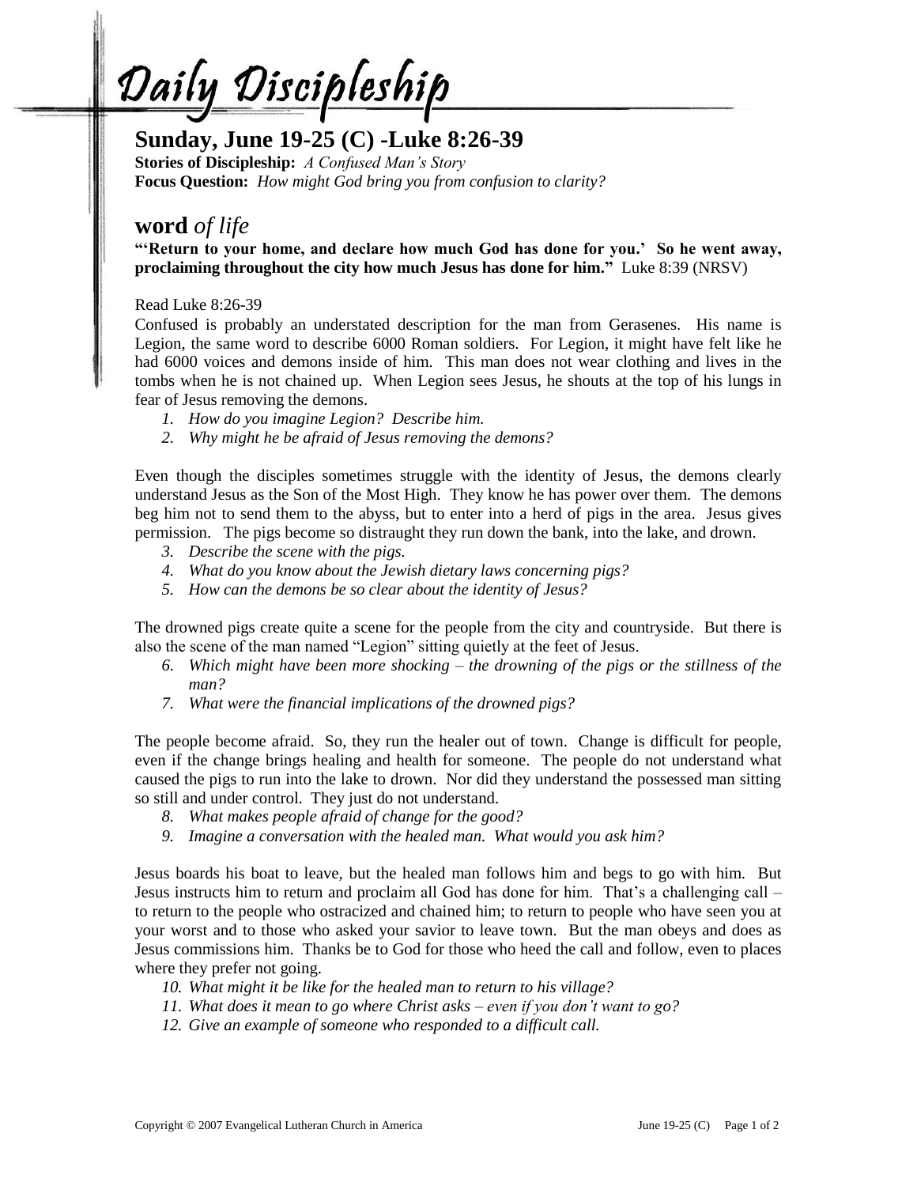# Daily Discipleship

## Sunday, June 19-25 (C) -Luke 8:26-39

**Stories of Discipleship:** *A Confused Man's Story*
**Focus Question:** *How might God bring you from confusion to clarity?*

## **word** *of life*

**"'Return to your home, and declare how much God has done for you.' So he went away, proclaiming throughout the city how much Jesus has done for him."** Luke 8:39 (NRSV)

Read Luke 8:26-39

Confused is probably an understated description for the man from Gerasenes. His name is Legion, the same word to describe 6000 Roman soldiers. For Legion, it might have felt like he had 6000 voices and demons inside of him. This man does not wear clothing and lives in the tombs when he is not chained up. When Legion sees Jesus, he shouts at the top of his lungs in fear of Jesus removing the demons.

1. *How do you imagine Legion? Describe him.*
2. *Why might he be afraid of Jesus removing the demons?*

Even though the disciples sometimes struggle with the identity of Jesus, the demons clearly understand Jesus as the Son of the Most High. They know he has power over them. The demons beg him not to send them to the abyss, but to enter into a herd of pigs in the area. Jesus gives permission. The pigs become so distraught they run down the bank, into the lake, and drown.

3. *Describe the scene with the pigs.*
4. *What do you know about the Jewish dietary laws concerning pigs?*
5. *How can the demons be so clear about the identity of Jesus?*

The drowned pigs create quite a scene for the people from the city and countryside. But there is also the scene of the man named "Legion" sitting quietly at the feet of Jesus.

6. *Which might have been more shocking – the drowning of the pigs or the stillness of the man?*
7. *What were the financial implications of the drowned pigs?*

The people become afraid. So, they run the healer out of town. Change is difficult for people, even if the change brings healing and health for someone. The people do not understand what caused the pigs to run into the lake to drown. Nor did they understand the possessed man sitting so still and under control. They just do not understand.

8. *What makes people afraid of change for the good?*
9. *Imagine a conversation with the healed man. What would you ask him?*

Jesus boards his boat to leave, but the healed man follows him and begs to go with him. But Jesus instructs him to return and proclaim all God has done for him. That's a challenging call – to return to the people who ostracized and chained him; to return to people who have seen you at your worst and to those who asked your savior to leave town. But the man obeys and does as Jesus commissions him. Thanks be to God for those who heed the call and follow, even to places where they prefer not going.

10. *What might it be like for the healed man to return to his village?*
11. *What does it mean to go where Christ asks – even if you don't want to go?*
12. *Give an example of someone who responded to a difficult call.*

Copyright © 2007 Evangelical Lutheran Church in America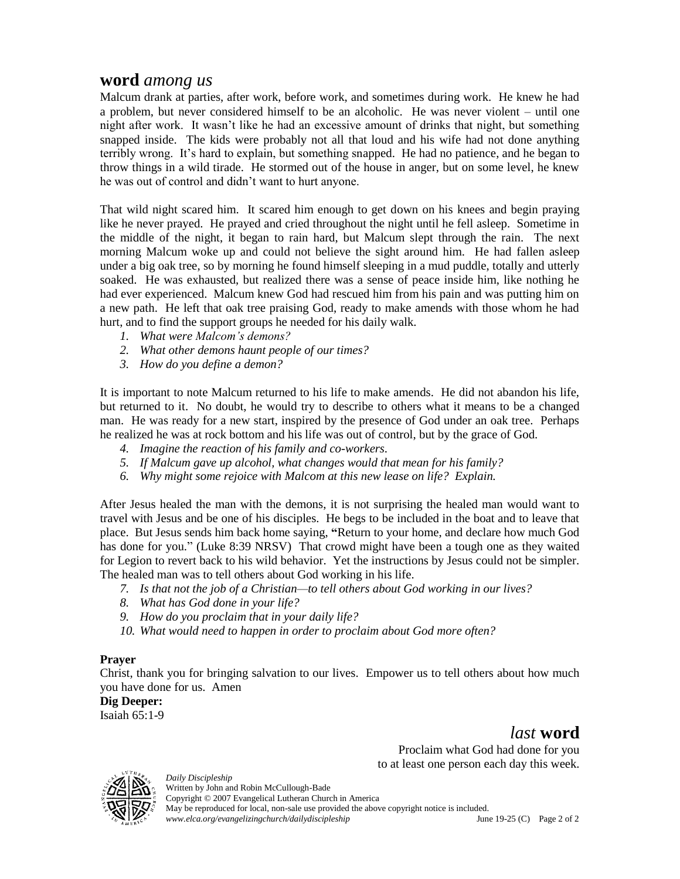## **word** *among us*

Malcum drank at parties, after work, before work, and sometimes during work. He knew he had a problem, but never considered himself to be an alcoholic. He was never violent – until one night after work. It wasn't like he had an excessive amount of drinks that night, but something snapped inside. The kids were probably not all that loud and his wife had not done anything terribly wrong. It's hard to explain, but something snapped. He had no patience, and he began to throw things in a wild tirade. He stormed out of the house in anger, but on some level, he knew he was out of control and didn't want to hurt anyone.

That wild night scared him. It scared him enough to get down on his knees and begin praying like he never prayed. He prayed and cried throughout the night until he fell asleep. Sometime in the middle of the night, it began to rain hard, but Malcum slept through the rain. The next morning Malcum woke up and could not believe the sight around him. He had fallen asleep under a big oak tree, so by morning he found himself sleeping in a mud puddle, totally and utterly soaked. He was exhausted, but realized there was a sense of peace inside him, like nothing he had ever experienced. Malcum knew God had rescued him from his pain and was putting him on a new path. He left that oak tree praising God, ready to make amends with those whom he had hurt, and to find the support groups he needed for his daily walk.

1. *What were Malcom's demons?*
2. *What other demons haunt people of our times?*
3. *How do you define a demon?*

It is important to note Malcum returned to his life to make amends. He did not abandon his life, but returned to it. No doubt, he would try to describe to others what it means to be a changed man. He was ready for a new start, inspired by the presence of God under an oak tree. Perhaps he realized he was at rock bottom and his life was out of control, but by the grace of God.

4. *Imagine the reaction of his family and co-workers.*
5. *If Malcum gave up alcohol, what changes would that mean for his family?*
6. *Why might some rejoice with Malcom at this new lease on life? Explain.*

After Jesus healed the man with the demons, it is not surprising the healed man would want to travel with Jesus and be one of his disciples. He begs to be included in the boat and to leave that place. But Jesus sends him back home saying, "Return to your home, and declare how much God has done for you." (Luke 8:39 NRSV) That crowd might have been a tough one as they waited for Legion to revert back to his wild behavior. Yet the instructions by Jesus could not be simpler. The healed man was to tell others about God working in his life.

7. *Is that not the job of a Christian—to tell others about God working in our lives?*
8. *What has God done in your life?*
9. *How do you proclaim that in your daily life?*
10. *What would need to happen in order to proclaim about God more often?*

**Prayer**

Christ, thank you for bringing salvation to our lives. Empower us to tell others about how much you have done for us. Amen

**Dig Deeper:**

Isaiah 65:1-9

## *last* **word**

Proclaim what God had done for you to at least one person each day this week.

*Daily Discipleship*
Written by John and Robin McCullough-Bade
Copyright © 2007 Evangelical Lutheran Church in America
May be reproduced for local, non-sale use provided the above copyright notice is included.
*www.elca.org/evangelizingchurch/dailydiscipleship*

June 19-25 (C)